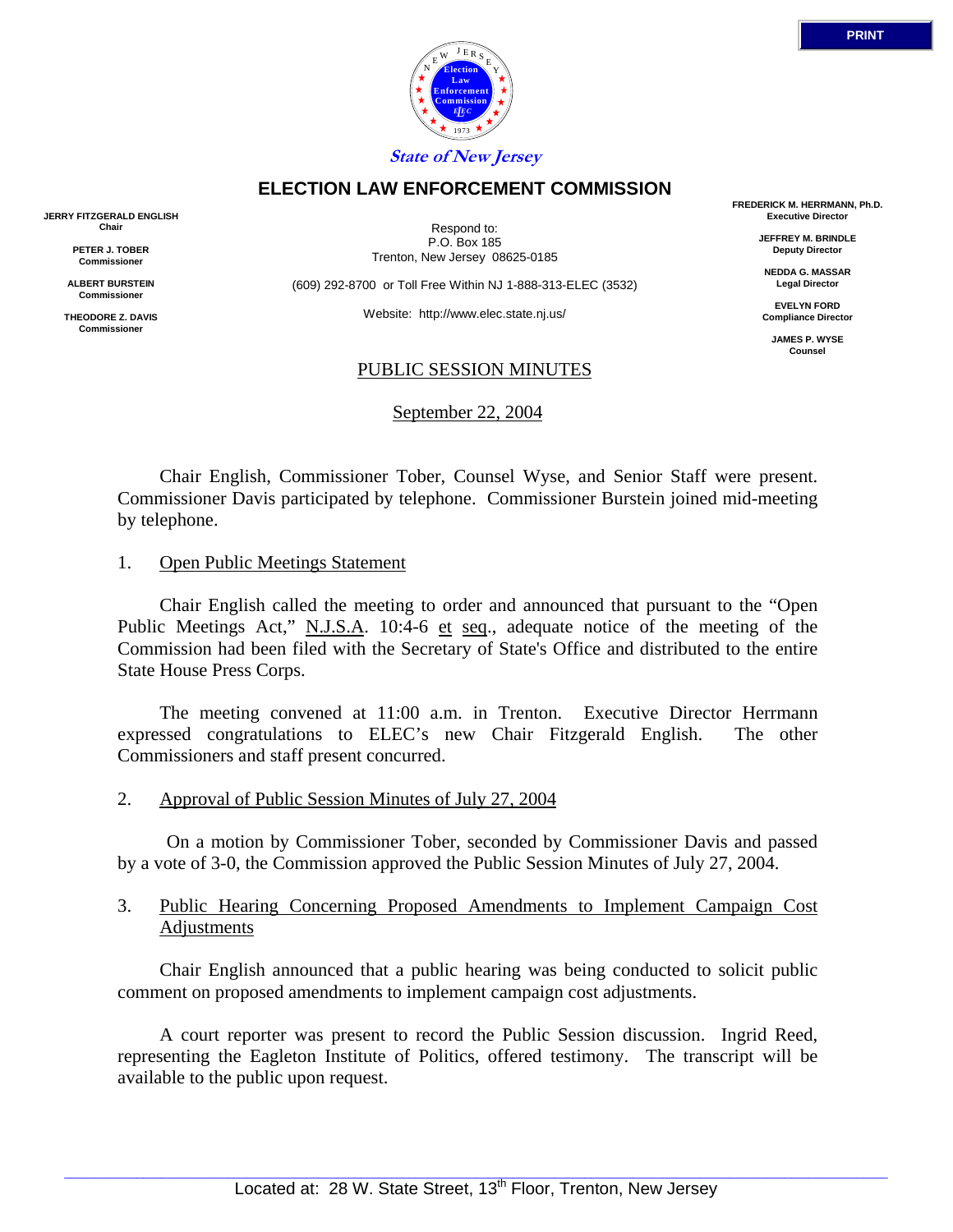State of New Jersey

# ELECTION LAW ENFORCEMENT COMMISSION

**JERRY FITZGERALD ENGLISH**
**Chair**

**PETER J. TOBER**
**Commissioner**

**ALBERT BURSTEIN**
**Commissioner**

**THEODORE Z. DAVIS**
**Commissioner**

Respond to:
P.O. Box 185
Trenton, New Jersey 08625-0185

(609) 292-8700 or Toll Free Within NJ 1-888-313-ELEC (3532)

Website: http://www.elec.state.nj.us/

**FREDERICK M. HERRMANN, Ph.D.**
**Executive Director**

**JEFFREY M. BRINDLE**
**Deputy Director**

**NEDDA G. MASSAR**
**Legal Director**

**EVELYN FORD**
**Compliance Director**

**JAMES P. WYSE**
**Counsel**

## PUBLIC SESSION MINUTES

September 22, 2004

Chair English, Commissioner Tober, Counsel Wyse, and Senior Staff were present. Commissioner Davis participated by telephone. Commissioner Burstein joined mid-meeting by telephone.

1. Open Public Meetings Statement

Chair English called the meeting to order and announced that pursuant to the "Open Public Meetings Act," N.J.S.A. 10:4-6 et seq., adequate notice of the meeting of the Commission had been filed with the Secretary of State's Office and distributed to the entire State House Press Corps.

The meeting convened at 11:00 a.m. in Trenton. Executive Director Herrmann expressed congratulations to ELEC's new Chair Fitzgerald English. The other Commissioners and staff present concurred.

2. Approval of Public Session Minutes of July 27, 2004

On a motion by Commissioner Tober, seconded by Commissioner Davis and passed by a vote of 3-0, the Commission approved the Public Session Minutes of July 27, 2004.

3. Public Hearing Concerning Proposed Amendments to Implement Campaign Cost Adjustments

Chair English announced that a public hearing was being conducted to solicit public comment on proposed amendments to implement campaign cost adjustments.

A court reporter was present to record the Public Session discussion. Ingrid Reed, representing the Eagleton Institute of Politics, offered testimony. The transcript will be available to the public upon request.

Located at: 28 W. State Street, 13th Floor, Trenton, New Jersey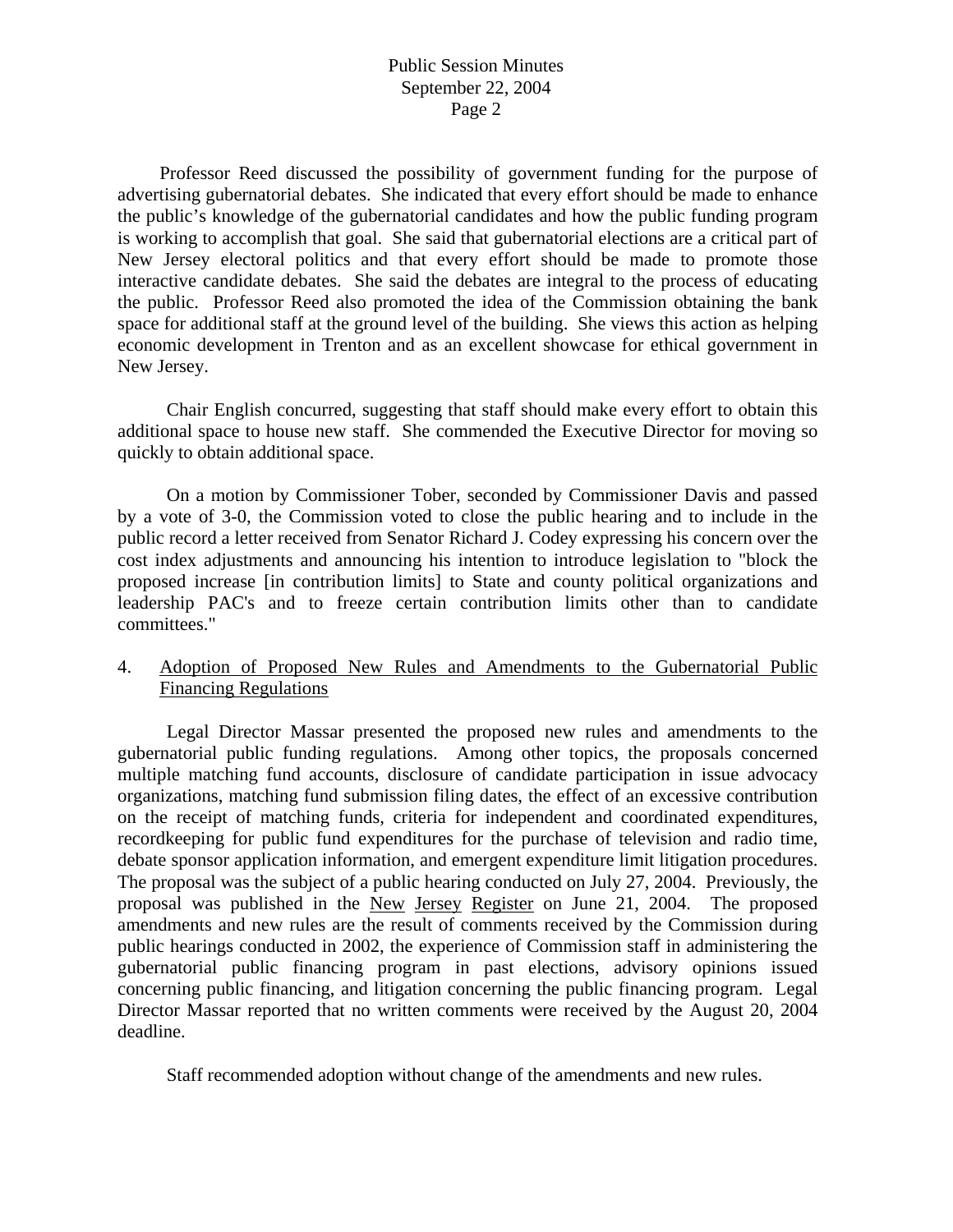Professor Reed discussed the possibility of government funding for the purpose of advertising gubernatorial debates. She indicated that every effort should be made to enhance the public's knowledge of the gubernatorial candidates and how the public funding program is working to accomplish that goal. She said that gubernatorial elections are a critical part of New Jersey electoral politics and that every effort should be made to promote those interactive candidate debates. She said the debates are integral to the process of educating the public. Professor Reed also promoted the idea of the Commission obtaining the bank space for additional staff at the ground level of the building. She views this action as helping economic development in Trenton and as an excellent showcase for ethical government in New Jersey.

Chair English concurred, suggesting that staff should make every effort to obtain this additional space to house new staff. She commended the Executive Director for moving so quickly to obtain additional space.

On a motion by Commissioner Tober, seconded by Commissioner Davis and passed by a vote of 3-0, the Commission voted to close the public hearing and to include in the public record a letter received from Senator Richard J. Codey expressing his concern over the cost index adjustments and announcing his intention to introduce legislation to "block the proposed increase [in contribution limits] to State and county political organizations and leadership PAC's and to freeze certain contribution limits other than to candidate committees."

4. Adoption of Proposed New Rules and Amendments to the Gubernatorial Public Financing Regulations

Legal Director Massar presented the proposed new rules and amendments to the gubernatorial public funding regulations. Among other topics, the proposals concerned multiple matching fund accounts, disclosure of candidate participation in issue advocacy organizations, matching fund submission filing dates, the effect of an excessive contribution on the receipt of matching funds, criteria for independent and coordinated expenditures, recordkeeping for public fund expenditures for the purchase of television and radio time, debate sponsor application information, and emergent expenditure limit litigation procedures. The proposal was the subject of a public hearing conducted on July 27, 2004. Previously, the proposal was published in the New Jersey Register on June 21, 2004. The proposed amendments and new rules are the result of comments received by the Commission during public hearings conducted in 2002, the experience of Commission staff in administering the gubernatorial public financing program in past elections, advisory opinions issued concerning public financing, and litigation concerning the public financing program. Legal Director Massar reported that no written comments were received by the August 20, 2004 deadline.

Staff recommended adoption without change of the amendments and new rules.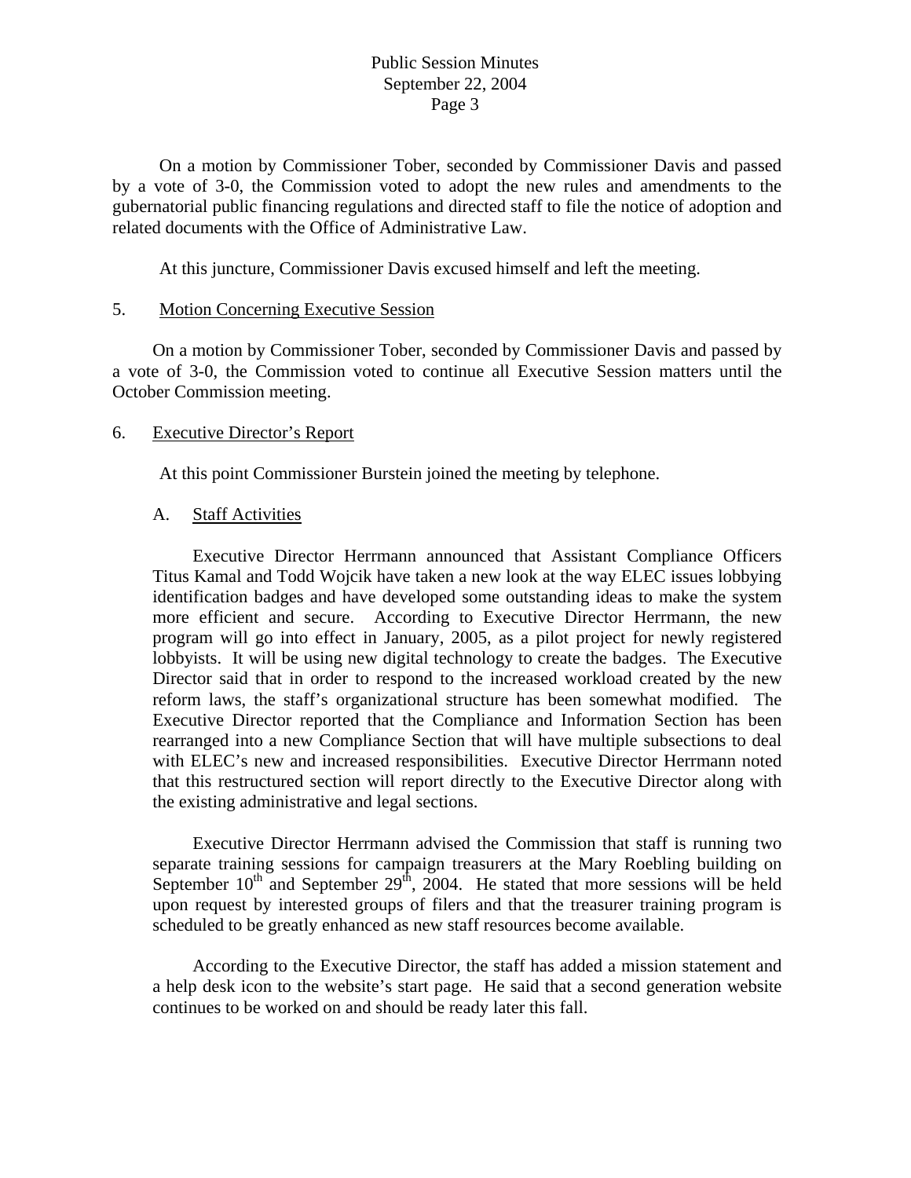On a motion by Commissioner Tober, seconded by Commissioner Davis and passed by a vote of 3-0, the Commission voted to adopt the new rules and amendments to the gubernatorial public financing regulations and directed staff to file the notice of adoption and related documents with the Office of Administrative Law.

At this juncture, Commissioner Davis excused himself and left the meeting.

5. Motion Concerning Executive Session

On a motion by Commissioner Tober, seconded by Commissioner Davis and passed by a vote of 3-0, the Commission voted to continue all Executive Session matters until the October Commission meeting.

6. Executive Director's Report

At this point Commissioner Burstein joined the meeting by telephone.

A. Staff Activities

Executive Director Herrmann announced that Assistant Compliance Officers Titus Kamal and Todd Wojcik have taken a new look at the way ELEC issues lobbying identification badges and have developed some outstanding ideas to make the system more efficient and secure. According to Executive Director Herrmann, the new program will go into effect in January, 2005, as a pilot project for newly registered lobbyists. It will be using new digital technology to create the badges. The Executive Director said that in order to respond to the increased workload created by the new reform laws, the staff's organizational structure has been somewhat modified. The Executive Director reported that the Compliance and Information Section has been rearranged into a new Compliance Section that will have multiple subsections to deal with ELEC's new and increased responsibilities. Executive Director Herrmann noted that this restructured section will report directly to the Executive Director along with the existing administrative and legal sections.

Executive Director Herrmann advised the Commission that staff is running two separate training sessions for campaign treasurers at the Mary Roebling building on September 10th and September 29th, 2004. He stated that more sessions will be held upon request by interested groups of filers and that the treasurer training program is scheduled to be greatly enhanced as new staff resources become available.

According to the Executive Director, the staff has added a mission statement and a help desk icon to the website's start page. He said that a second generation website continues to be worked on and should be ready later this fall.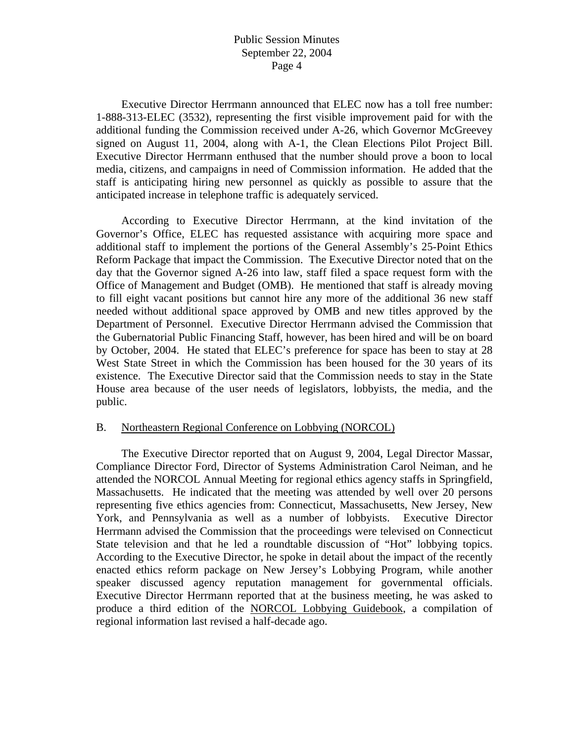Executive Director Herrmann announced that ELEC now has a toll free number: 1-888-313-ELEC (3532), representing the first visible improvement paid for with the additional funding the Commission received under A-26, which Governor McGreevey signed on August 11, 2004, along with A-1, the Clean Elections Pilot Project Bill. Executive Director Herrmann enthused that the number should prove a boon to local media, citizens, and campaigns in need of Commission information. He added that the staff is anticipating hiring new personnel as quickly as possible to assure that the anticipated increase in telephone traffic is adequately serviced.

According to Executive Director Herrmann, at the kind invitation of the Governor's Office, ELEC has requested assistance with acquiring more space and additional staff to implement the portions of the General Assembly's 25-Point Ethics Reform Package that impact the Commission. The Executive Director noted that on the day that the Governor signed A-26 into law, staff filed a space request form with the Office of Management and Budget (OMB). He mentioned that staff is already moving to fill eight vacant positions but cannot hire any more of the additional 36 new staff needed without additional space approved by OMB and new titles approved by the Department of Personnel. Executive Director Herrmann advised the Commission that the Gubernatorial Public Financing Staff, however, has been hired and will be on board by October, 2004. He stated that ELEC's preference for space has been to stay at 28 West State Street in which the Commission has been housed for the 30 years of its existence. The Executive Director said that the Commission needs to stay in the State House area because of the user needs of legislators, lobbyists, the media, and the public.

B. Northeastern Regional Conference on Lobbying (NORCOL)

The Executive Director reported that on August 9, 2004, Legal Director Massar, Compliance Director Ford, Director of Systems Administration Carol Neiman, and he attended the NORCOL Annual Meeting for regional ethics agency staffs in Springfield, Massachusetts. He indicated that the meeting was attended by well over 20 persons representing five ethics agencies from: Connecticut, Massachusetts, New Jersey, New York, and Pennsylvania as well as a number of lobbyists. Executive Director Herrmann advised the Commission that the proceedings were televised on Connecticut State television and that he led a roundtable discussion of "Hot" lobbying topics. According to the Executive Director, he spoke in detail about the impact of the recently enacted ethics reform package on New Jersey's Lobbying Program, while another speaker discussed agency reputation management for governmental officials. Executive Director Herrmann reported that at the business meeting, he was asked to produce a third edition of the NORCOL Lobbying Guidebook, a compilation of regional information last revised a half-decade ago.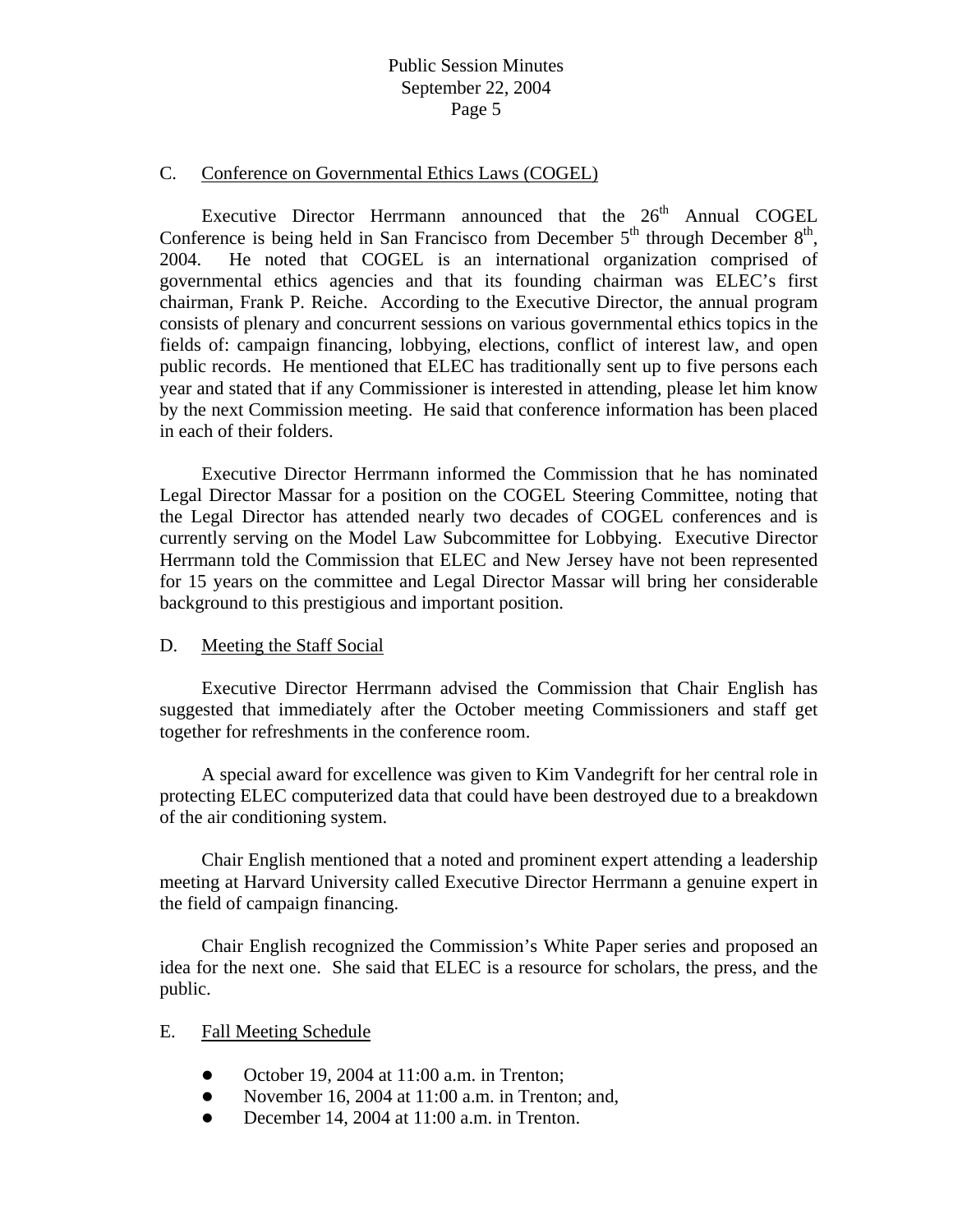C. <u>Conference on Governmental Ethics Laws (COGEL)</u>

Executive Director Herrmann announced that the 26th Annual COGEL Conference is being held in San Francisco from December 5th through December 8th, 2004. He noted that COGEL is an international organization comprised of governmental ethics agencies and that its founding chairman was ELEC's first chairman, Frank P. Reiche. According to the Executive Director, the annual program consists of plenary and concurrent sessions on various governmental ethics topics in the fields of: campaign financing, lobbying, elections, conflict of interest law, and open public records. He mentioned that ELEC has traditionally sent up to five persons each year and stated that if any Commissioner is interested in attending, please let him know by the next Commission meeting. He said that conference information has been placed in each of their folders.

Executive Director Herrmann informed the Commission that he has nominated Legal Director Massar for a position on the COGEL Steering Committee, noting that the Legal Director has attended nearly two decades of COGEL conferences and is currently serving on the Model Law Subcommittee for Lobbying. Executive Director Herrmann told the Commission that ELEC and New Jersey have not been represented for 15 years on the committee and Legal Director Massar will bring her considerable background to this prestigious and important position.

D. <u>Meeting the Staff Social</u>

Executive Director Herrmann advised the Commission that Chair English has suggested that immediately after the October meeting Commissioners and staff get together for refreshments in the conference room.

A special award for excellence was given to Kim Vandegrift for her central role in protecting ELEC computerized data that could have been destroyed due to a breakdown of the air conditioning system.

Chair English mentioned that a noted and prominent expert attending a leadership meeting at Harvard University called Executive Director Herrmann a genuine expert in the field of campaign financing.

Chair English recognized the Commission's White Paper series and proposed an idea for the next one. She said that ELEC is a resource for scholars, the press, and the public.

E. <u>Fall Meeting Schedule</u>

- October 19, 2004 at 11:00 a.m. in Trenton;
- November 16, 2004 at 11:00 a.m. in Trenton; and,
- December 14, 2004 at 11:00 a.m. in Trenton.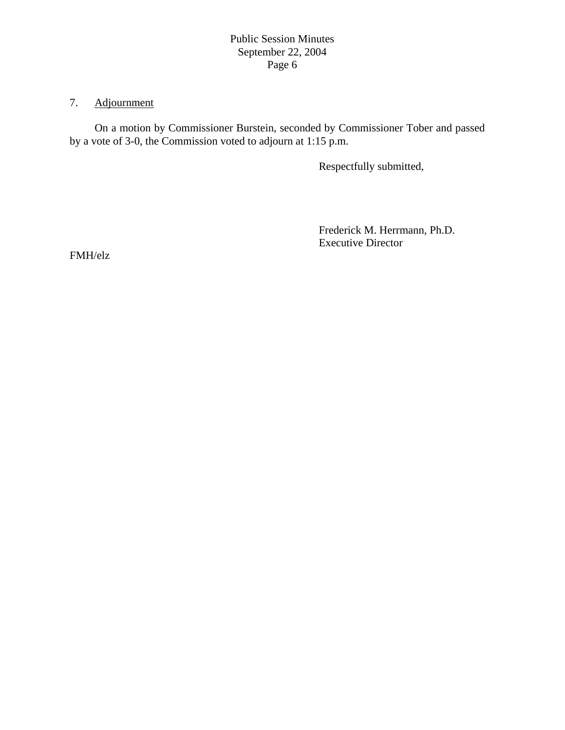7. Adjournment

On a motion by Commissioner Burstein, seconded by Commissioner Tober and passed by a vote of 3-0, the Commission voted to adjourn at 1:15 p.m.

Respectfully submitted,

Frederick M. Herrmann, Ph.D.
Executive Director

FMH/elz